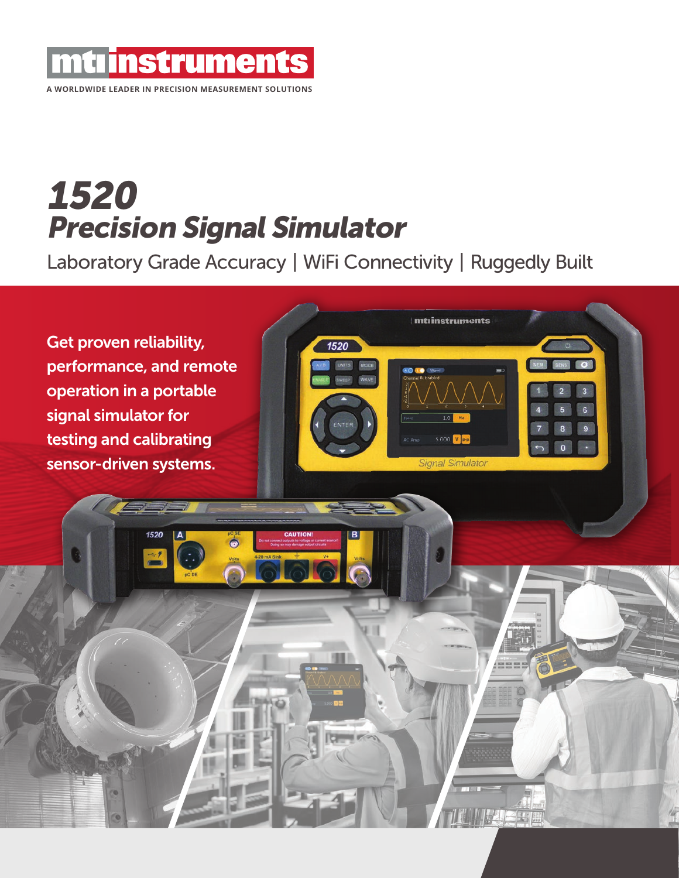mtiinstruments

A WORLDWIDE LEADER IN PRECISION MEASUREMENT SOLUTIONS

# *1520*
# *Precision Signal Simulator*

Laboratory Grade Accuracy | WiFi Connectivity | Ruggedly Built

**Get proven reliability, performance, and remote operation in a portable signal simulator for testing and calibrating sensor-driven systems.**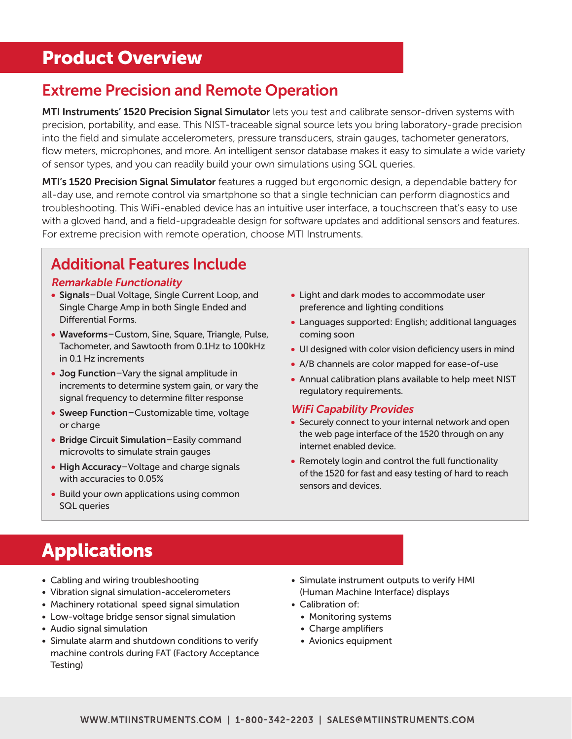# Product Overview

## Extreme Precision and Remote Operation

**MTI Instruments' 1520 Precision Signal Simulator** lets you test and calibrate sensor-driven systems with precision, portability, and ease. This NIST-traceable signal source lets you bring laboratory-grade precision into the field and simulate accelerometers, pressure transducers, strain gauges, tachometer generators, flow meters, microphones, and more. An intelligent sensor database makes it easy to simulate a wide variety of sensor types, and you can readily build your own simulations using SQL queries.

**MTI's 1520 Precision Signal Simulator** features a rugged but ergonomic design, a dependable battery for all-day use, and remote control via smartphone so that a single technician can perform diagnostics and troubleshooting. This WiFi-enabled device has an intuitive user interface, a touchscreen that's easy to use with a gloved hand, and a field-upgradeable design for software updates and additional sensors and features. For extreme precision with remote operation, choose MTI Instruments.

## Additional Features Include

### *Remarkable Functionality*

- **Signals**–Dual Voltage, Single Current Loop, and Single Charge Amp in both Single Ended and Differential Forms.
- **Waveforms**–Custom, Sine, Square, Triangle, Pulse, Tachometer, and Sawtooth from 0.1Hz to 100kHz in 0.1 Hz increments
- **Jog Function**–Vary the signal amplitude in increments to determine system gain, or vary the signal frequency to determine filter response
- **Sweep Function**–Customizable time, voltage or charge
- **Bridge Circuit Simulation**–Easily command microvolts to simulate strain gauges
- **High Accuracy**–Voltage and charge signals with accuracies to 0.05%
- Build your own applications using common SQL queries
- Light and dark modes to accommodate user preference and lighting conditions
- Languages supported: English; additional languages coming soon
- UI designed with color vision deficiency users in mind
- A/B channels are color mapped for ease-of-use
- Annual calibration plans available to help meet NIST regulatory requirements.

### *WiFi Capability Provides*

- Securely connect to your internal network and open the web page interface of the 1520 through on any internet enabled device.
- Remotely login and control the full functionality of the 1520 for fast and easy testing of hard to reach sensors and devices.

# Applications

- Cabling and wiring troubleshooting
- Vibration signal simulation-accelerometers
- Machinery rotational speed signal simulation
- Low-voltage bridge sensor signal simulation
- Audio signal simulation
- Simulate alarm and shutdown conditions to verify machine controls during FAT (Factory Acceptance Testing)
- Simulate instrument outputs to verify HMI (Human Machine Interface) displays
- Calibration of:
  - Monitoring systems
  - Charge amplifiers
  - Avionics equipment

WWW.MTIINSTRUMENTS.COM | 1-800-342-2203 | SALES@MTIINSTRUMENTS.COM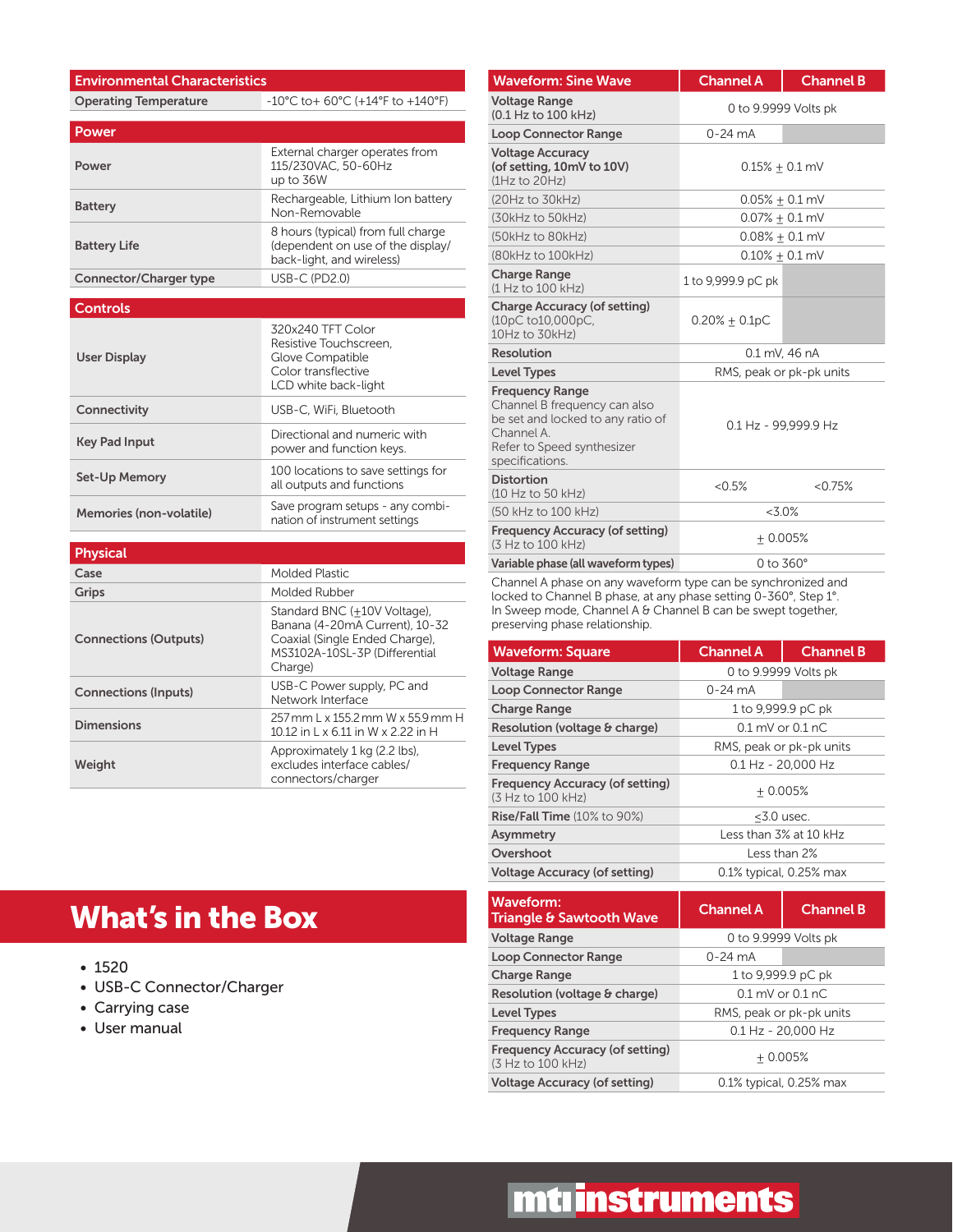| Environmental Characteristics | |
|---|---|
| Operating Temperature | -10°C to+ 60°C (+14°F to +140°F) |

| Power | |
|---|---|
| Power | External charger operates from 115/230VAC, 50-60Hz up to 36W |
| Battery | Rechargeable, Lithium Ion battery Non-Removable |
| Battery Life | 8 hours (typical) from full charge (dependent on use of the display/ back-light, and wireless) |
| Connector/Charger type | USB-C (PD2.0) |

| Controls | |
|---|---|
| User Display | 320x240 TFT Color Resistive Touchscreen, Glove Compatible Color transflective LCD white back-light |
| Connectivity | USB-C, WiFi, Bluetooth |
| Key Pad Input | Directional and numeric with power and function keys. |
| Set-Up Memory | 100 locations to save settings for all outputs and functions |
| Memories (non-volatile) | Save program setups - any combination of instrument settings |

| Physical | |
|---|---|
| Case | Molded Plastic |
| Grips | Molded Rubber |
| Connections (Outputs) | Standard BNC (±10V Voltage), Banana (4-20mA Current), 10-32 Coaxial (Single Ended Charge), MS3102A-10SL-3P (Differential Charge) |
| Connections (Inputs) | USB-C Power supply, PC and Network Interface |
| Dimensions | 257 mm L x 155.2 mm W x 55.9 mm H 10.12 in L x 6.11 in W x 2.22 in H |
| Weight | Approximately 1 kg (2.2 lbs), excludes interface cables/ connectors/charger |

# What's in the Box

- 1520
- USB-C Connector/Charger
- Carrying case
- User manual

| Waveform: Sine Wave | Channel A | Channel B |
|---|---|---|
| Voltage Range (0.1 Hz to 100 kHz) | 0 to 9.9999 Volts pk | |
| Loop Connector Range | 0-24 mA | |
| Voltage Accuracy (of setting, 10mV to 10V) (1Hz to 20Hz) | 0.15% ± 0.1 mV | |
| (20Hz to 30kHz) | 0.05% ± 0.1 mV | |
| (30kHz to 50kHz) | 0.07% ± 0.1 mV | |
| (50kHz to 80kHz) | 0.08% ± 0.1 mV | |
| (80kHz to 100kHz) | 0.10% ± 0.1 mV | |
| Charge Range (1 Hz to 100 kHz) | 1 to 9,999.9 pC pk | |
| Charge Accuracy (of setting) (10pC to10,000pC, 10Hz to 30kHz) | 0.20% ± 0.1pC | |
| Resolution | 0.1 mV, 46 nA | |
| Level Types | RMS, peak or pk-pk units | |
| Frequency Range Channel B frequency can also be set and locked to any ratio of Channel A. Refer to Speed synthesizer specifications. | 0.1 Hz - 99,999.9 Hz | |
| Distortion (10 Hz to 50 kHz) | <0.5% | <0.75% |
| (50 kHz to 100 kHz) | <3.0% | |
| Frequency Accuracy (of setting) (3 Hz to 100 kHz) | ± 0.005% | |
| Variable phase (all waveform types) | 0 to 360° | |

Channel A phase on any waveform type can be synchronized and locked to Channel B phase, at any phase setting 0-360°, Step 1°. In Sweep mode, Channel A & Channel B can be swept together, preserving phase relationship.

| Waveform: Square | Channel A | Channel B |
|---|---|---|
| Voltage Range | 0 to 9.9999 Volts pk | |
| Loop Connector Range | 0-24 mA | |
| Charge Range | 1 to 9,999.9 pC pk | |
| Resolution (voltage & charge) | 0.1 mV or 0.1 nC | |
| Level Types | RMS, peak or pk-pk units | |
| Frequency Range | 0.1 Hz - 20,000 Hz | |
| Frequency Accuracy (of setting) (3 Hz to 100 kHz) | ± 0.005% | |
| Rise/Fall Time (10% to 90%) | ≤3.0 usec. | |
| Asymmetry | Less than 3% at 10 kHz | |
| Overshoot | Less than 2% | |
| Voltage Accuracy (of setting) | 0.1% typical, 0.25% max | |

| Waveform: Triangle & Sawtooth Wave | Channel A | Channel B |
|---|---|---|
| Voltage Range | 0 to 9.9999 Volts pk | |
| Loop Connector Range | 0-24 mA | |
| Charge Range | 1 to 9,999.9 pC pk | |
| Resolution (voltage & charge) | 0.1 mV or 0.1 nC | |
| Level Types | RMS, peak or pk-pk units | |
| Frequency Range | 0.1 Hz - 20,000 Hz | |
| Frequency Accuracy (of setting) (3 Hz to 100 kHz) | ± 0.005% | |
| Voltage Accuracy (of setting) | 0.1% typical, 0.25% max | |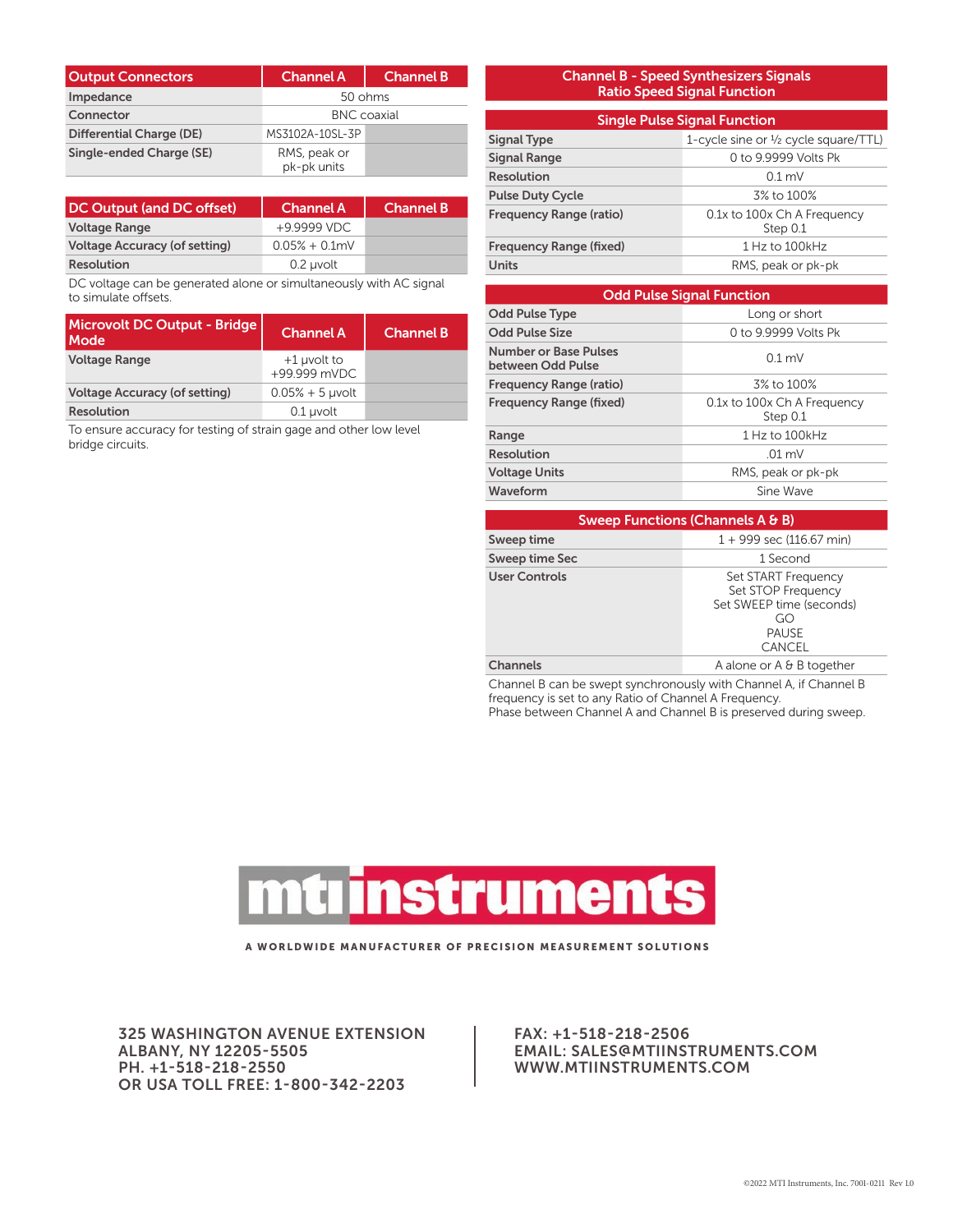| Output Connectors | Channel A | Channel B |
|---|---|---|
| Impedance | 50 ohms | |
| Connector | BNC coaxial | |
| Differential Charge (DE) | MS3102A-10SL-3P | |
| Single-ended Charge (SE) | RMS, peak or pk-pk units | |

| DC Output (and DC offset) | Channel A | Channel B |
|---|---|---|
| Voltage Range | +9.9999 VDC | |
| Voltage Accuracy (of setting) | 0.05% + 0.1mV | |
| Resolution | 0.2 μvolt | |

DC voltage can be generated alone or simultaneously with AC signal to simulate offsets.

| Microvolt DC Output - Bridge Mode | Channel A | Channel B |
|---|---|---|
| Voltage Range | +1 μvolt to +99.999 mVDC | |
| Voltage Accuracy (of setting) | 0.05% + 5 μvolt | |
| Resolution | 0.1 μvolt | |

To ensure accuracy for testing of strain gage and other low level bridge circuits.

## Channel B - Speed Synthesizers Signals Ratio Speed Signal Function

| Single Pulse Signal Function | |
|---|---|
| Signal Type | 1-cycle sine or ½ cycle square/TTL) |
| Signal Range | 0 to 9.9999 Volts Pk |
| Resolution | 0.1 mV |
| Pulse Duty Cycle | 3% to 100% |
| Frequency Range (ratio) | 0.1x to 100x Ch A Frequency Step 0.1 |
| Frequency Range (fixed) | 1 Hz to 100kHz |
| Units | RMS, peak or pk-pk |

| Odd Pulse Signal Function | |
|---|---|
| Odd Pulse Type | Long or short |
| Odd Pulse Size | 0 to 9.9999 Volts Pk |
| Number or Base Pulses between Odd Pulse | 0.1 mV |
| Frequency Range (ratio) | 3% to 100% |
| Frequency Range (fixed) | 0.1x to 100x Ch A Frequency Step 0.1 |
| Range | 1 Hz to 100kHz |
| Resolution | .01 mV |
| Voltage Units | RMS, peak or pk-pk |
| Waveform | Sine Wave |

| Sweep Functions (Channels A & B) | |
|---|---|
| Sweep time | 1 + 999 sec (116.67 min) |
| Sweep time Sec | 1 Second |
| User Controls | Set START Frequency<br>Set STOP Frequency<br>Set SWEEP time (seconds)<br>GO<br>PAUSE<br>CANCEL |
| Channels | A alone or A & B together |

Channel B can be swept synchronously with Channel A, if Channel B frequency is set to any Ratio of Channel A Frequency.
Phase between Channel A and Channel B is preserved during sweep.

**mti instruments**

A WORLDWIDE MANUFACTURER OF PRECISION MEASUREMENT SOLUTIONS

325 WASHINGTON AVENUE EXTENSION
ALBANY, NY 12205-5505
PH. +1-518-218-2550
OR USA TOLL FREE: 1-800-342-2203

FAX: +1-518-218-2506
EMAIL: SALES@MTIINSTRUMENTS.COM
WWW.MTIINSTRUMENTS.COM

©2022 MTI Instruments, Inc. 7001-0211 Rev 1.0